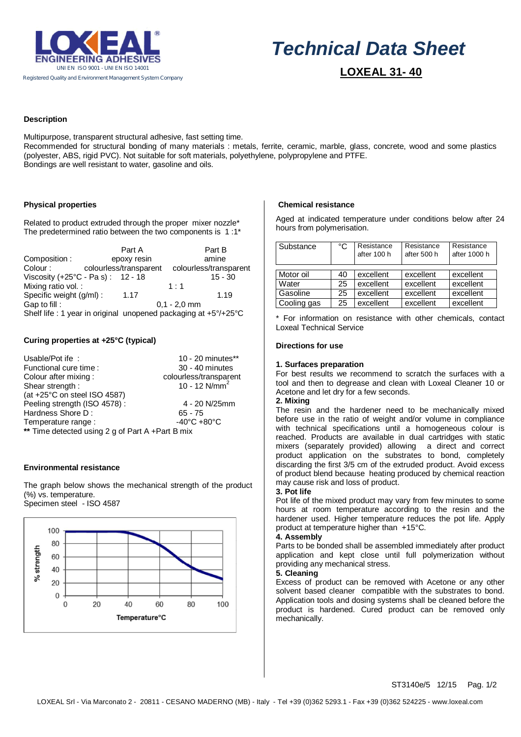# Technical Data Sheet

## LOXEAL 31- 40

LOXEAL ENGINEERING ADHESIVES
UNI EN ISO 9001 - UNI EN ISO 14001
Registered Quality and Environment Management System Company

### Description

Multipurpose, transparent structural adhesive, fast setting time.
Recommended for structural bonding of many materials : metals, ferrite, ceramic, marble, glass, concrete, wood and some plastics (polyester, ABS, rigid PVC). Not suitable for soft materials, polyethylene, polypropylene and PTFE.
Bondings are well resistant to water, gasoline and oils.

### Physical properties

Related to product extruded through the proper mixer nozzle*
The predetermined ratio between the two components is 1 :1*

| | Part A | Part B |
|---|---|---|
| Composition : | epoxy resin | amine |
| Colour : | colourless/transparent | colourless/transparent |
| Viscosity (+25°C - Pa s) : | 12 - 18 | 15 - 30 |
| Mixing ratio vol. : | 1 : 1 | |
| Specific weight (g/ml) : | 1.17 | 1.19 |
| Gap to fill : | 0,1 - 2,0 mm | |

Shelf life : 1 year in original unopened packaging at +5°/+25°C

### Curing properties at +25°C (typical)

| | |
|---|---|
| Usable/Pot ife : | 10 - 20 minutes** |
| Functional cure time : | 30 - 40 minutes |
| Colour after mixing : | colourless/transparent |
| Shear strength : (at +25°C on steel ISO 4587) | 10 - 12 N/mm$^2$ |
| Peeling strength (ISO 4578) : | 4 - 20 N/25mm |
| Hardness Shore D : | 65 - 75 |
| Temperature range : | -40°C +80°C |

**\*\*** Time detected using 2 g of Part A +Part B mix

### Environmental resistance

The graph below shows the mechanical strength of the product (%) vs. temperature.
Specimen steel - ISO 4587

### Chemical resistance

Aged at indicated temperature under conditions below after 24 hours from polymerisation.

| Substance | °C | Resistance after 100 h | Resistance after 500 h | Resistance after 1000 h |
|---|---|---|---|---|
| Motor oil | 40 | excellent | excellent | excellent |
| Water | 25 | excellent | excellent | excellent |
| Gasoline | 25 | excellent | excellent | excellent |
| Cooling gas | 25 | excellent | excellent | excellent |

\* For information on resistance with other chemicals, contact Loxeal Technical Service

### Directions for use

**1. Surfaces preparation**
For best results we recommend to scratch the surfaces with a tool and then to degrease and clean with Loxeal Cleaner 10 or Acetone and let dry for a few seconds.

**2. Mixing**
The resin and the hardener need to be mechanically mixed before use in the ratio of weight and/or volume in compliance with technical specifications until a homogeneous colour is reached. Products are available in dual cartridges with static mixers (separately provided) allowing a direct and correct product application on the substrates to bond, completely discarding the first 3/5 cm of the extruded product. Avoid excess of product blend because heating produced by chemical reaction may cause risk and loss of product.

**3. Pot life**
Pot life of the mixed product may vary from few minutes to some hours at room temperature according to the resin and the hardener used. Higher temperature reduces the pot life. Apply product at temperature higher than +15°C.

**4. Assembly**
Parts to be bonded shall be assembled immediately after product application and kept close until full polymerization without providing any mechanical stress.

**5. Cleaning**
Excess of product can be removed with Acetone or any other solvent based cleaner compatible with the substrates to bond. Application tools and dosing systems shall be cleaned before the product is hardened. Cured product can be removed only mechanically.

ST3140e/5 12/15

LOXEAL Srl - Via Marconato 2 - 20811 - CESANO MADERNO (MB) - Italy - Tel +39 (0)362 5293.1 - Fax +39 (0)362 524225 - www.loxeal.com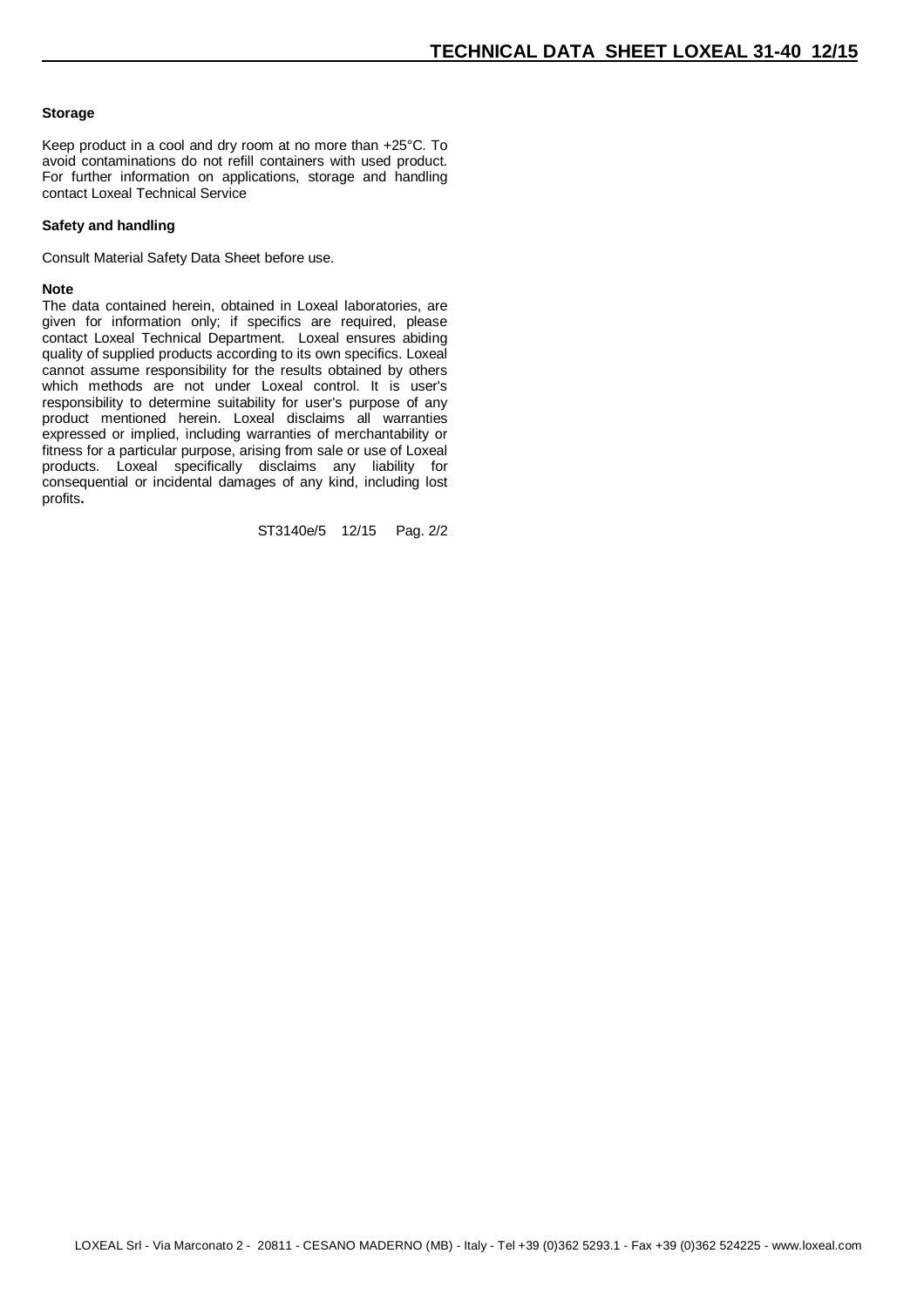**Storage**

Keep product in a cool and dry room at no more than +25°C. To avoid contaminations do not refill containers with used product. For further information on applications, storage and handling contact Loxeal Technical Service

**Safety and handling**

Consult Material Safety Data Sheet before use.

**Note**

The data contained herein, obtained in Loxeal laboratories, are given for information only; if specifics are required, please contact Loxeal Technical Department. Loxeal ensures abiding quality of supplied products according to its own specifics. Loxeal cannot assume responsibility for the results obtained by others which methods are not under Loxeal control. It is user's responsibility to determine suitability for user's purpose of any product mentioned herein. Loxeal disclaims all warranties expressed or implied, including warranties of merchantability or fitness for a particular purpose, arising from sale or use of Loxeal products. Loxeal specifically disclaims any liability for consequential or incidental damages of any kind, including lost profits**.**

ST3140e/5 12/15